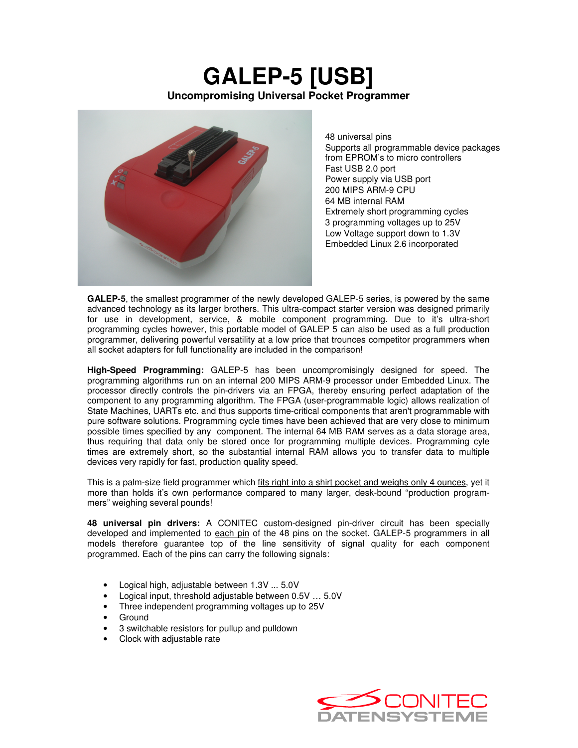# GALEP-5 [USB]

**Uncompromising Universal Pocket Programmer**

48 universal pins
Supports all programmable device packages from EPROM's to micro controllers
Fast USB 2.0 port
Power supply via USB port
200 MIPS ARM-9 CPU
64 MB internal RAM
Extremely short programming cycles
3 programming voltages up to 25V
Low Voltage support down to 1.3V
Embedded Linux 2.6 incorporated

**GALEP-5**, the smallest programmer of the newly developed GALEP-5 series, is powered by the same advanced technology as its larger brothers. This ultra-compact starter version was designed primarily for use in development, service, & mobile component programming. Due to it's ultra-short programming cycles however, this portable model of GALEP 5 can also be used as a full production programmer, delivering powerful versatility at a low price that trounces competitor programmers when all socket adapters for full functionality are included in the comparison!

**High-Speed Programming:** GALEP-5 has been uncompromisingly designed for speed. The programming algorithms run on an internal 200 MIPS ARM-9 processor under Embedded Linux. The processor directly controls the pin-drivers via an FPGA, thereby ensuring perfect adaptation of the component to any programming algorithm. The FPGA (user-programmable logic) allows realization of State Machines, UARTs etc. and thus supports time-critical components that aren't programmable with pure software solutions. Programming cycle times have been achieved that are very close to minimum possible times specified by any component. The internal 64 MB RAM serves as a data storage area, thus requiring that data only be stored once for programming multiple devices. Programming cyle times are extremely short, so the substantial internal RAM allows you to transfer data to multiple devices very rapidly for fast, production quality speed.

This is a palm-size field programmer which fits right into a shirt pocket and weighs only 4 ounces, yet it more than holds it's own performance compared to many larger, desk-bound "production programmers" weighing several pounds!

**48 universal pin drivers:** A CONITEC custom-designed pin-driver circuit has been specially developed and implemented to each pin of the 48 pins on the socket. GALEP-5 programmers in all models therefore guarantee top of the line sensitivity of signal quality for each component programmed. Each of the pins can carry the following signals:

- Logical high, adjustable between 1.3V ... 5.0V
- Logical input, threshold adjustable between 0.5V … 5.0V
- Three independent programming voltages up to 25V
- Ground
- 3 switchable resistors for pullup and pulldown
- Clock with adjustable rate

CONITEC DATENSYSTEME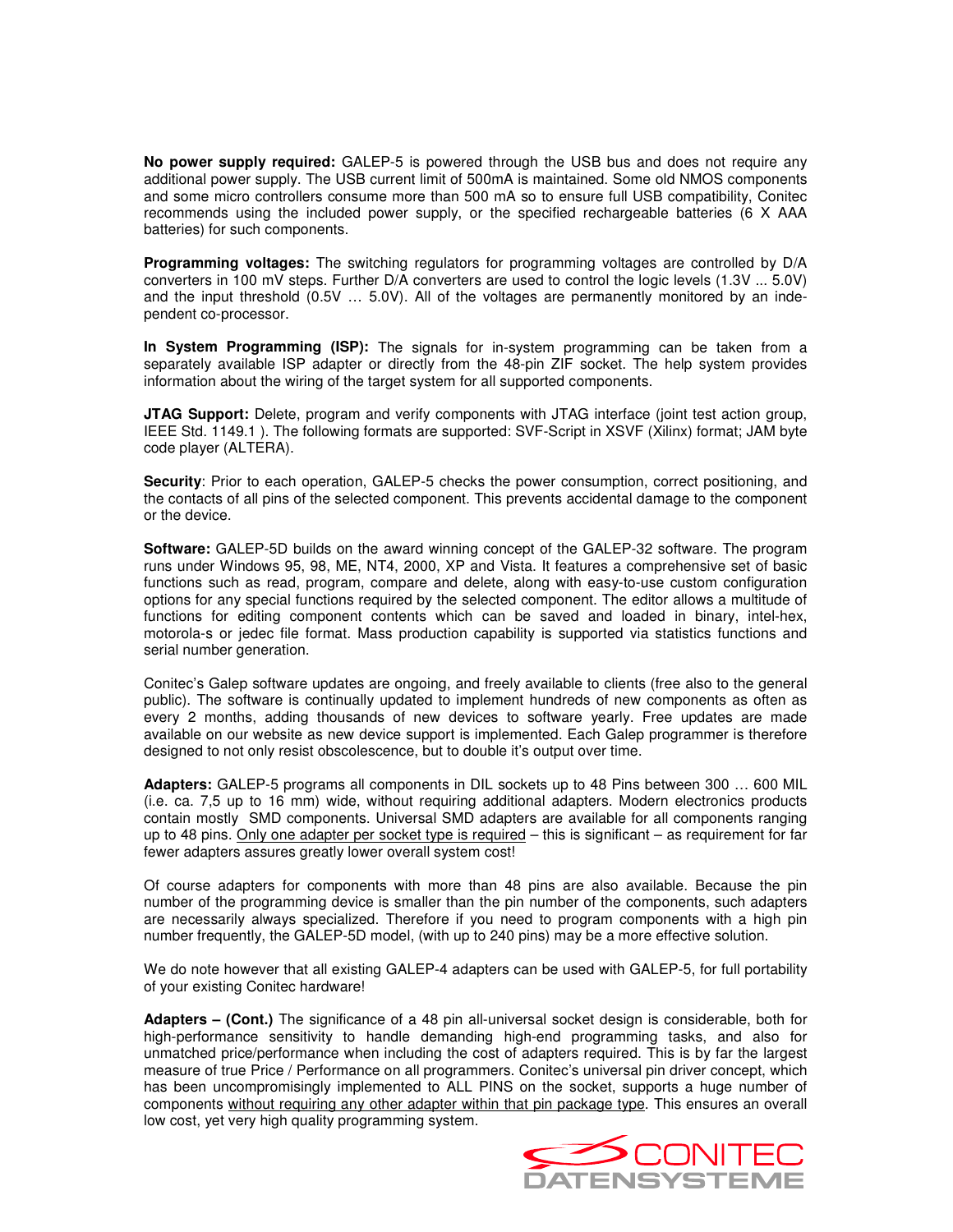**No power supply required:** GALEP-5 is powered through the USB bus and does not require any additional power supply. The USB current limit of 500mA is maintained. Some old NMOS components and some micro controllers consume more than 500 mA so to ensure full USB compatibility, Conitec recommends using the included power supply, or the specified rechargeable batteries (6 X AAA batteries) for such components.

**Programming voltages:** The switching regulators for programming voltages are controlled by D/A converters in 100 mV steps. Further D/A converters are used to control the logic levels (1.3V ... 5.0V) and the input threshold (0.5V … 5.0V). All of the voltages are permanently monitored by an independent co-processor.

**In System Programming (ISP):** The signals for in-system programming can be taken from a separately available ISP adapter or directly from the 48-pin ZIF socket. The help system provides information about the wiring of the target system for all supported components.

**JTAG Support:** Delete, program and verify components with JTAG interface (joint test action group, IEEE Std. 1149.1 ). The following formats are supported: SVF-Script in XSVF (Xilinx) format; JAM byte code player (ALTERA).

**Security**: Prior to each operation, GALEP-5 checks the power consumption, correct positioning, and the contacts of all pins of the selected component. This prevents accidental damage to the component or the device.

**Software:** GALEP-5D builds on the award winning concept of the GALEP-32 software. The program runs under Windows 95, 98, ME, NT4, 2000, XP and Vista. It features a comprehensive set of basic functions such as read, program, compare and delete, along with easy-to-use custom configuration options for any special functions required by the selected component. The editor allows a multitude of functions for editing component contents which can be saved and loaded in binary, intel-hex, motorola-s or jedec file format. Mass production capability is supported via statistics functions and serial number generation.

Conitec's Galep software updates are ongoing, and freely available to clients (free also to the general public). The software is continually updated to implement hundreds of new components as often as every 2 months, adding thousands of new devices to software yearly. Free updates are made available on our website as new device support is implemented. Each Galep programmer is therefore designed to not only resist obscolescence, but to double it's output over time.

**Adapters:** GALEP-5 programs all components in DIL sockets up to 48 Pins between 300 … 600 MIL (i.e. ca. 7,5 up to 16 mm) wide, without requiring additional adapters. Modern electronics products contain mostly SMD components. Universal SMD adapters are available for all components ranging up to 48 pins. <u>Only one adapter per socket type is required</u> – this is significant – as requirement for far fewer adapters assures greatly lower overall system cost!

Of course adapters for components with more than 48 pins are also available. Because the pin number of the programming device is smaller than the pin number of the components, such adapters are necessarily always specialized. Therefore if you need to program components with a high pin number frequently, the GALEP-5D model, (with up to 240 pins) may be a more effective solution.

We do note however that all existing GALEP-4 adapters can be used with GALEP-5, for full portability of your existing Conitec hardware!

**Adapters – (Cont.)** The significance of a 48 pin all-universal socket design is considerable, both for high-performance sensitivity to handle demanding high-end programming tasks, and also for unmatched price/performance when including the cost of adapters required. This is by far the largest measure of true Price / Performance on all programmers. Conitec's universal pin driver concept, which has been uncompromisingly implemented to ALL PINS on the socket, supports a huge number of components <u>without requiring any other adapter within that pin package type</u>. This ensures an overall low cost, yet very high quality programming system.

CONITEC DATENSYSTEME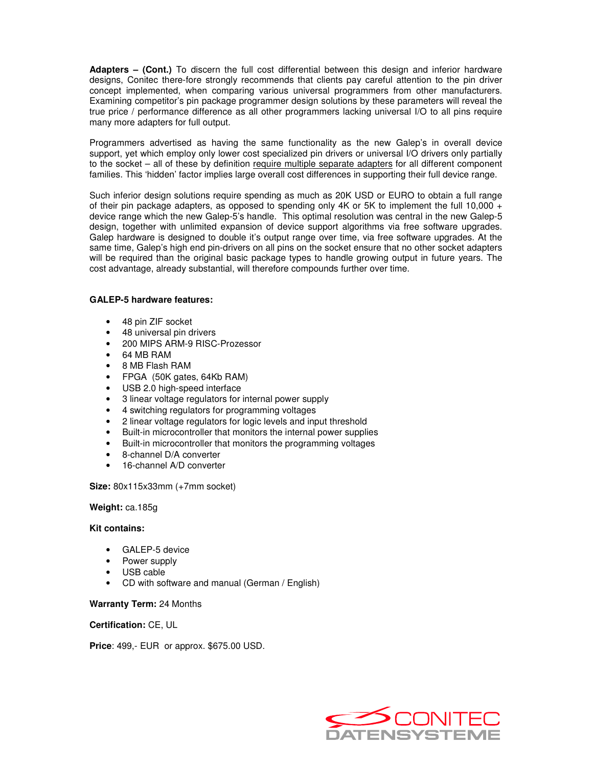**Adapters – (Cont.)** To discern the full cost differential between this design and inferior hardware designs, Conitec there-fore strongly recommends that clients pay careful attention to the pin driver concept implemented, when comparing various universal programmers from other manufacturers. Examining competitor's pin package programmer design solutions by these parameters will reveal the true price / performance difference as all other programmers lacking universal I/O to all pins require many more adapters for full output.

Programmers advertised as having the same functionality as the new Galep's in overall device support, yet which employ only lower cost specialized pin drivers or universal I/O drivers only partially to the socket – all of these by definition require multiple separate adapters for all different component families. This 'hidden' factor implies large overall cost differences in supporting their full device range.

Such inferior design solutions require spending as much as 20K USD or EURO to obtain a full range of their pin package adapters, as opposed to spending only 4K or 5K to implement the full 10,000 + device range which the new Galep-5's handle. This optimal resolution was central in the new Galep-5 design, together with unlimited expansion of device support algorithms via free software upgrades. Galep hardware is designed to double it's output range over time, via free software upgrades. At the same time, Galep's high end pin-drivers on all pins on the socket ensure that no other socket adapters will be required than the original basic package types to handle growing output in future years. The cost advantage, already substantial, will therefore compounds further over time.

**GALEP-5 hardware features:**

- 48 pin ZIF socket
- 48 universal pin drivers
- 200 MIPS ARM-9 RISC-Prozessor
- 64 MB RAM
- 8 MB Flash RAM
- FPGA (50K gates, 64Kb RAM)
- USB 2.0 high-speed interface
- 3 linear voltage regulators for internal power supply
- 4 switching regulators for programming voltages
- 2 linear voltage regulators for logic levels and input threshold
- Built-in microcontroller that monitors the internal power supplies
- Built-in microcontroller that monitors the programming voltages
- 8-channel D/A converter
- 16-channel A/D converter

**Size:** 80x115x33mm (+7mm socket)

**Weight:** ca.185g

**Kit contains:**

- GALEP-5 device
- Power supply
- USB cable
- CD with software and manual (German / English)

**Warranty Term:** 24 Months

**Certification:** CE, UL

**Price**: 499,- EUR or approx. $675.00 USD.

CONITEC DATENSYSTEME